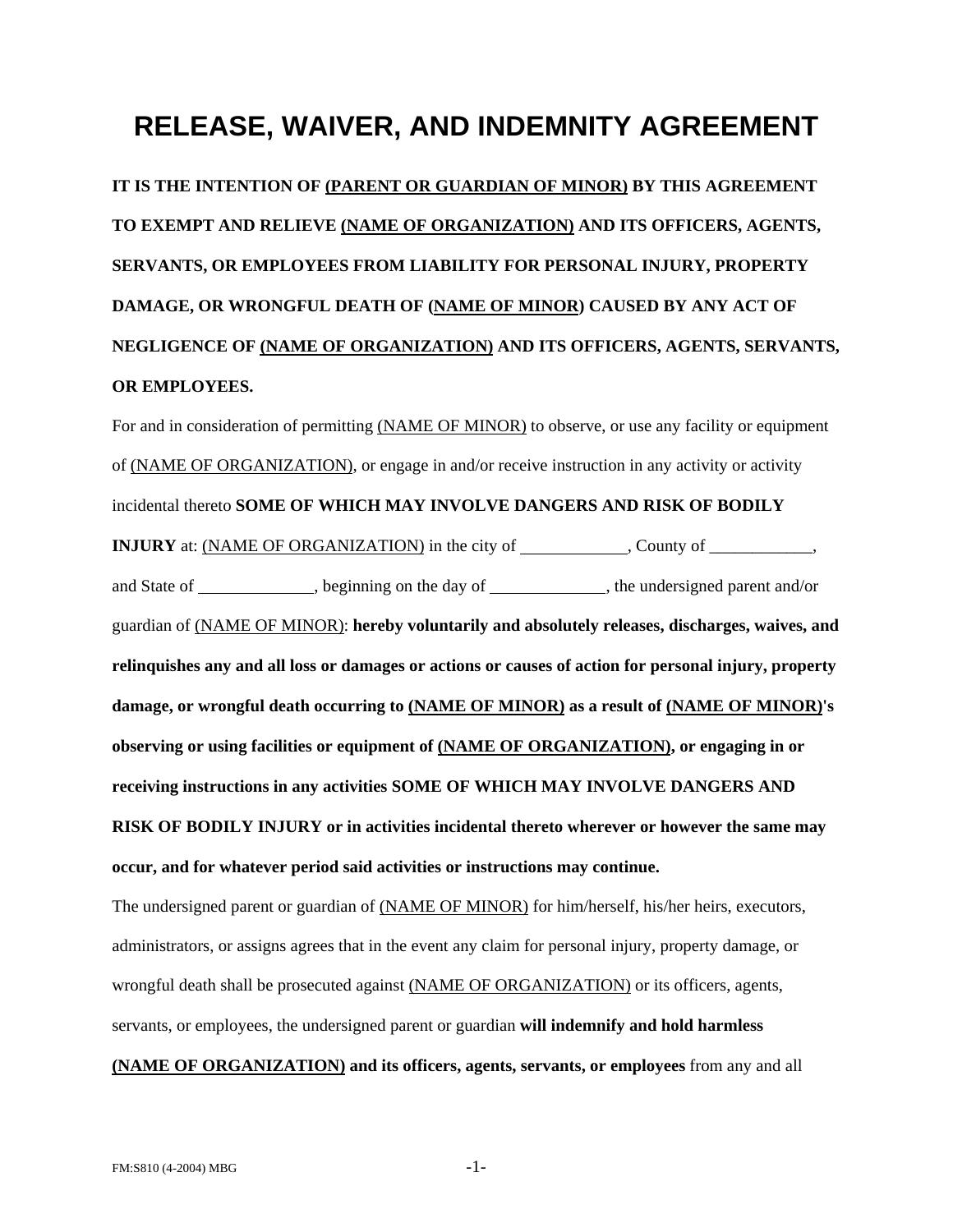# RELEASE, WAIVER, AND INDEMNITY AGREEMENT

**IT IS THE INTENTION OF (PARENT OR GUARDIAN OF MINOR) BY THIS AGREEMENT TO EXEMPT AND RELIEVE (NAME OF ORGANIZATION) AND ITS OFFICERS, AGENTS, SERVANTS, OR EMPLOYEES FROM LIABILITY FOR PERSONAL INJURY, PROPERTY DAMAGE, OR WRONGFUL DEATH OF (NAME OF MINOR) CAUSED BY ANY ACT OF NEGLIGENCE OF (NAME OF ORGANIZATION) AND ITS OFFICERS, AGENTS, SERVANTS, OR EMPLOYEES.**

For and in consideration of permitting (NAME OF MINOR) to observe, or use any facility or equipment of (NAME OF ORGANIZATION), or engage in and/or receive instruction in any activity or activity incidental thereto **SOME OF WHICH MAY INVOLVE DANGERS AND RISK OF BODILY INJURY** at: (NAME OF ORGANIZATION) in the city of ____________, County of ____________, and State of _____________, beginning on the day of _____________, the undersigned parent and/or guardian of (NAME OF MINOR): **hereby voluntarily and absolutely releases, discharges, waives, and relinquishes any and all loss or damages or actions or causes of action for personal injury, property damage, or wrongful death occurring to (NAME OF MINOR) as a result of (NAME OF MINOR)'s observing or using facilities or equipment of (NAME OF ORGANIZATION), or engaging in or receiving instructions in any activities SOME OF WHICH MAY INVOLVE DANGERS AND RISK OF BODILY INJURY or in activities incidental thereto wherever or however the same may occur, and for whatever period said activities or instructions may continue.**

The undersigned parent or guardian of (NAME OF MINOR) for him/herself, his/her heirs, executors, administrators, or assigns agrees that in the event any claim for personal injury, property damage, or wrongful death shall be prosecuted against (NAME OF ORGANIZATION) or its officers, agents, servants, or employees, the undersigned parent or guardian **will indemnify and hold harmless (NAME OF ORGANIZATION) and its officers, agents, servants, or employees** from any and all

FM:S810 (4-2004) MBG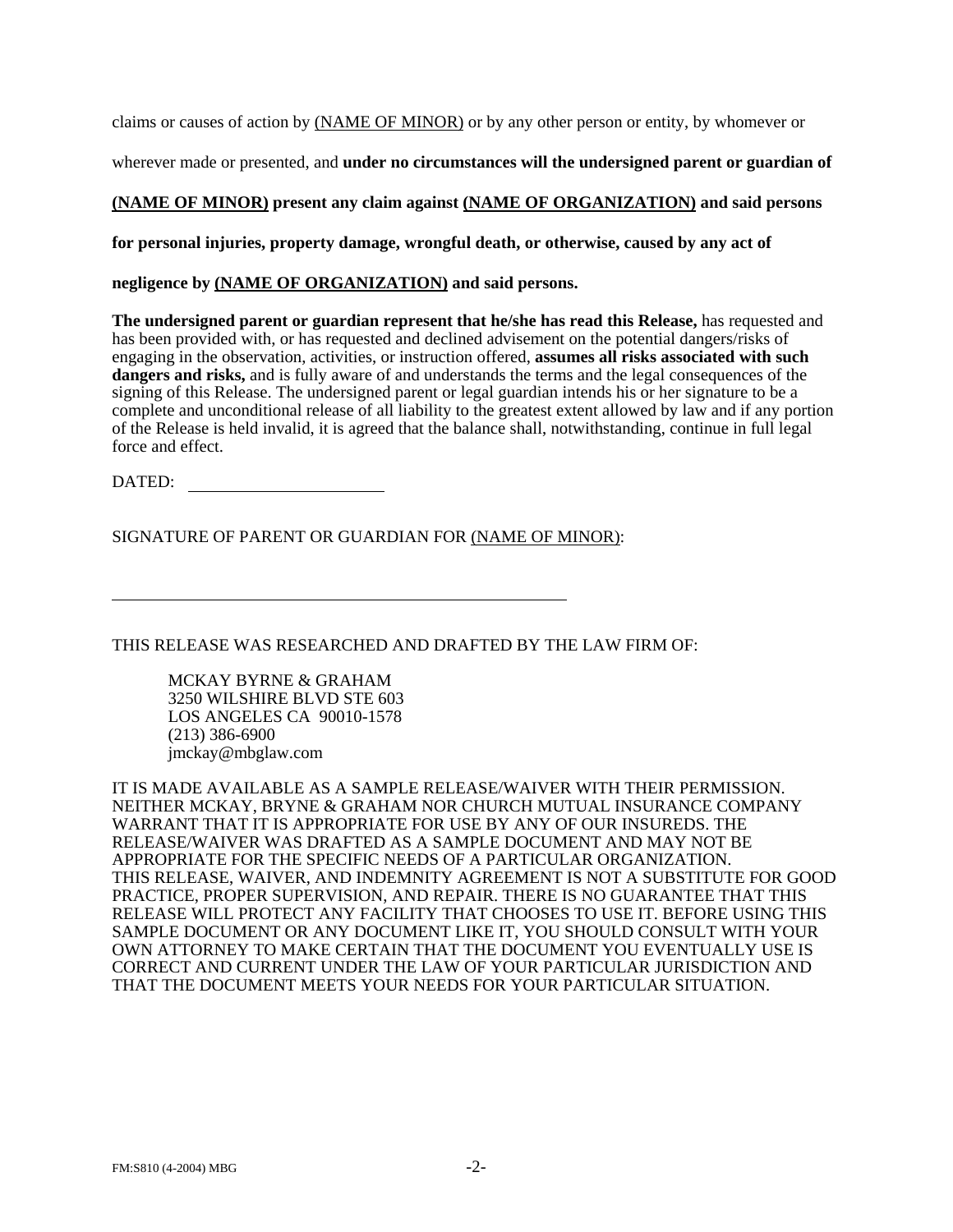claims or causes of action by <u>(NAME OF MINOR)</u> or by any other person or entity, by whomever or wherever made or presented, and **under no circumstances will the undersigned parent or guardian of <u>(NAME OF MINOR)</u> present any claim against <u>(NAME OF ORGANIZATION)</u> and said persons for personal injuries, property damage, wrongful death, or otherwise, caused by any act of negligence by <u>(NAME OF ORGANIZATION)</u> and said persons.**

**The undersigned parent or guardian represent that he/she has read this Release,** has requested and has been provided with, or has requested and declined advisement on the potential dangers/risks of engaging in the observation, activities, or instruction offered, **assumes all risks associated with such dangers and risks,** and is fully aware of and understands the terms and the legal consequences of the signing of this Release. The undersigned parent or legal guardian intends his or her signature to be a complete and unconditional release of all liability to the greatest extent allowed by law and if any portion of the Release is held invalid, it is agreed that the balance shall, notwithstanding, continue in full legal force and effect.

DATED: ______________________

SIGNATURE OF PARENT OR GUARDIAN FOR <u>(NAME OF MINOR)</u>:

_____________________________________________________

THIS RELEASE WAS RESEARCHED AND DRAFTED BY THE LAW FIRM OF:

MCKAY BYRNE & GRAHAM
3250 WILSHIRE BLVD STE 603
LOS ANGELES CA 90010-1578
(213) 386-6900
jmckay@mbglaw.com

IT IS MADE AVAILABLE AS A SAMPLE RELEASE/WAIVER WITH THEIR PERMISSION. NEITHER MCKAY, BRYNE & GRAHAM NOR CHURCH MUTUAL INSURANCE COMPANY WARRANT THAT IT IS APPROPRIATE FOR USE BY ANY OF OUR INSUREDS. THE RELEASE/WAIVER WAS DRAFTED AS A SAMPLE DOCUMENT AND MAY NOT BE APPROPRIATE FOR THE SPECIFIC NEEDS OF A PARTICULAR ORGANIZATION. THIS RELEASE, WAIVER, AND INDEMNITY AGREEMENT IS NOT A SUBSTITUTE FOR GOOD PRACTICE, PROPER SUPERVISION, AND REPAIR. THERE IS NO GUARANTEE THAT THIS RELEASE WILL PROTECT ANY FACILITY THAT CHOOSES TO USE IT. BEFORE USING THIS SAMPLE DOCUMENT OR ANY DOCUMENT LIKE IT, YOU SHOULD CONSULT WITH YOUR OWN ATTORNEY TO MAKE CERTAIN THAT THE DOCUMENT YOU EVENTUALLY USE IS CORRECT AND CURRENT UNDER THE LAW OF YOUR PARTICULAR JURISDICTION AND THAT THE DOCUMENT MEETS YOUR NEEDS FOR YOUR PARTICULAR SITUATION.

FM:S810 (4-2004) MBG